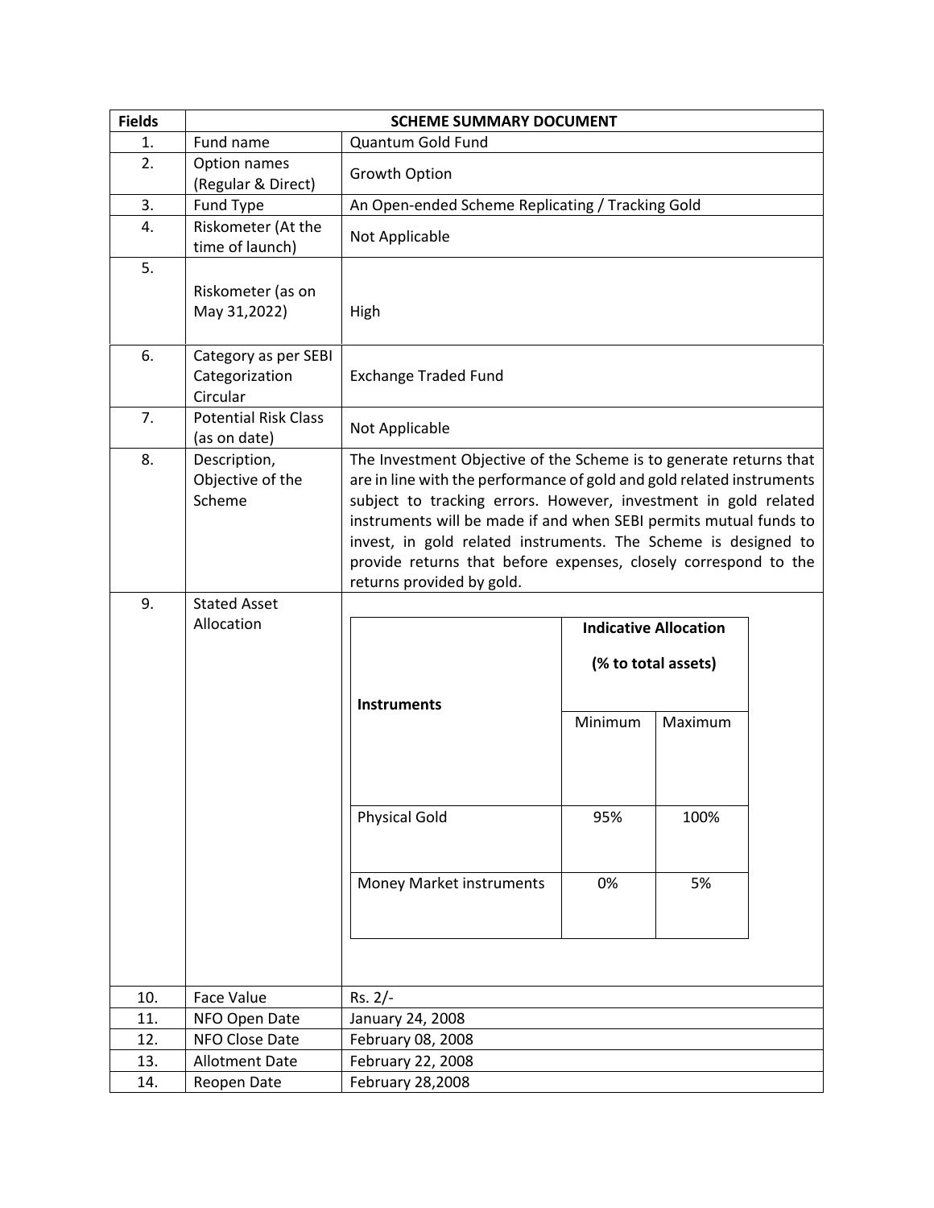| Fields | SCHEME SUMMARY DOCUMENT | |
|---|---|---|
| 1. | Fund name | Quantum Gold Fund |
| 2. | Option names (Regular & Direct) | Growth Option |
| 3. | Fund Type | An Open-ended Scheme Replicating / Tracking Gold |
| 4. | Riskometer (At the time of launch) | Not Applicable |
| 5. | Riskometer (as on May 31,2022) | High |
| 6. | Category as per SEBI Categorization Circular | Exchange Traded Fund |
| 7. | Potential Risk Class (as on date) | Not Applicable |
| 8. | Description, Objective of the Scheme | The Investment Objective of the Scheme is to generate returns that are in line with the performance of gold and gold related instruments subject to tracking errors. However, investment in gold related instruments will be made if and when SEBI permits mutual funds to invest, in gold related instruments. The Scheme is designed to provide returns that before expenses, closely correspond to the returns provided by gold. |
| 9. | Stated Asset Allocation | See table below |
| 10. | Face Value | Rs. 2/- |
| 11. | NFO Open Date | January 24, 2008 |
| 12. | NFO Close Date | February 08, 2008 |
| 13. | Allotment Date | February 22, 2008 |
| 14. | Reopen Date | February 28,2008 |

Stated Asset Allocation (Field 9):

| Instruments | Indicative Allocation (% to total assets) | |
|---|---|---|
| | Minimum | Maximum |
| Physical Gold | 95% | 100% |
| Money Market instruments | 0% | 5% |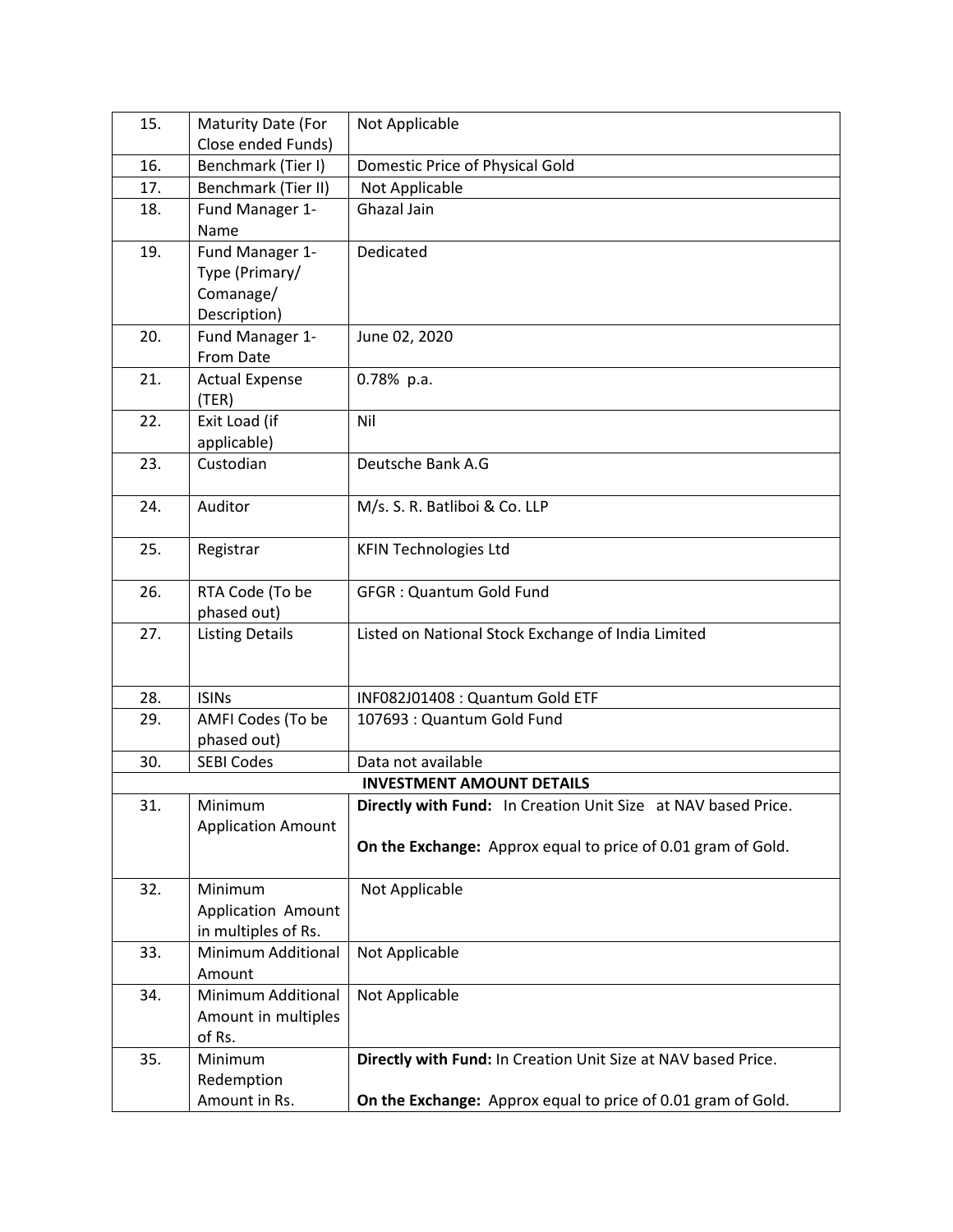| 15. | Maturity Date (For Close ended Funds) | Not Applicable |
|---|---|---|
| 16. | Benchmark (Tier I) | Domestic Price of Physical Gold |
| 17. | Benchmark (Tier II) | Not Applicable |
| 18. | Fund Manager 1- Name | Ghazal Jain |
| 19. | Fund Manager 1- Type (Primary/ Comanage/ Description) | Dedicated |
| 20. | Fund Manager 1- From Date | June 02, 2020 |
| 21. | Actual Expense (TER) | 0.78% p.a. |
| 22. | Exit Load (if applicable) | Nil |
| 23. | Custodian | Deutsche Bank A.G |
| 24. | Auditor | M/s. S. R. Batliboi & Co. LLP |
| 25. | Registrar | KFIN Technologies Ltd |
| 26. | RTA Code (To be phased out) | GFGR : Quantum Gold Fund |
| 27. | Listing Details | Listed on National Stock Exchange of India Limited |
| 28. | ISINs | INF082J01408 : Quantum Gold ETF |
| 29. | AMFI Codes (To be phased out) | 107693 : Quantum Gold Fund |
| 30. | SEBI Codes | Data not available |
| | **INVESTMENT AMOUNT DETAILS** | |
| 31. | Minimum Application Amount | **Directly with Fund:** In Creation Unit Size at NAV based Price.<br><br>**On the Exchange:** Approx equal to price of 0.01 gram of Gold. |
| 32. | Minimum Application Amount in multiples of Rs. | Not Applicable |
| 33. | Minimum Additional Amount | Not Applicable |
| 34. | Minimum Additional Amount in multiples of Rs. | Not Applicable |
| 35. | Minimum Redemption Amount in Rs. | **Directly with Fund:** In Creation Unit Size at NAV based Price.<br><br>**On the Exchange:** Approx equal to price of 0.01 gram of Gold. |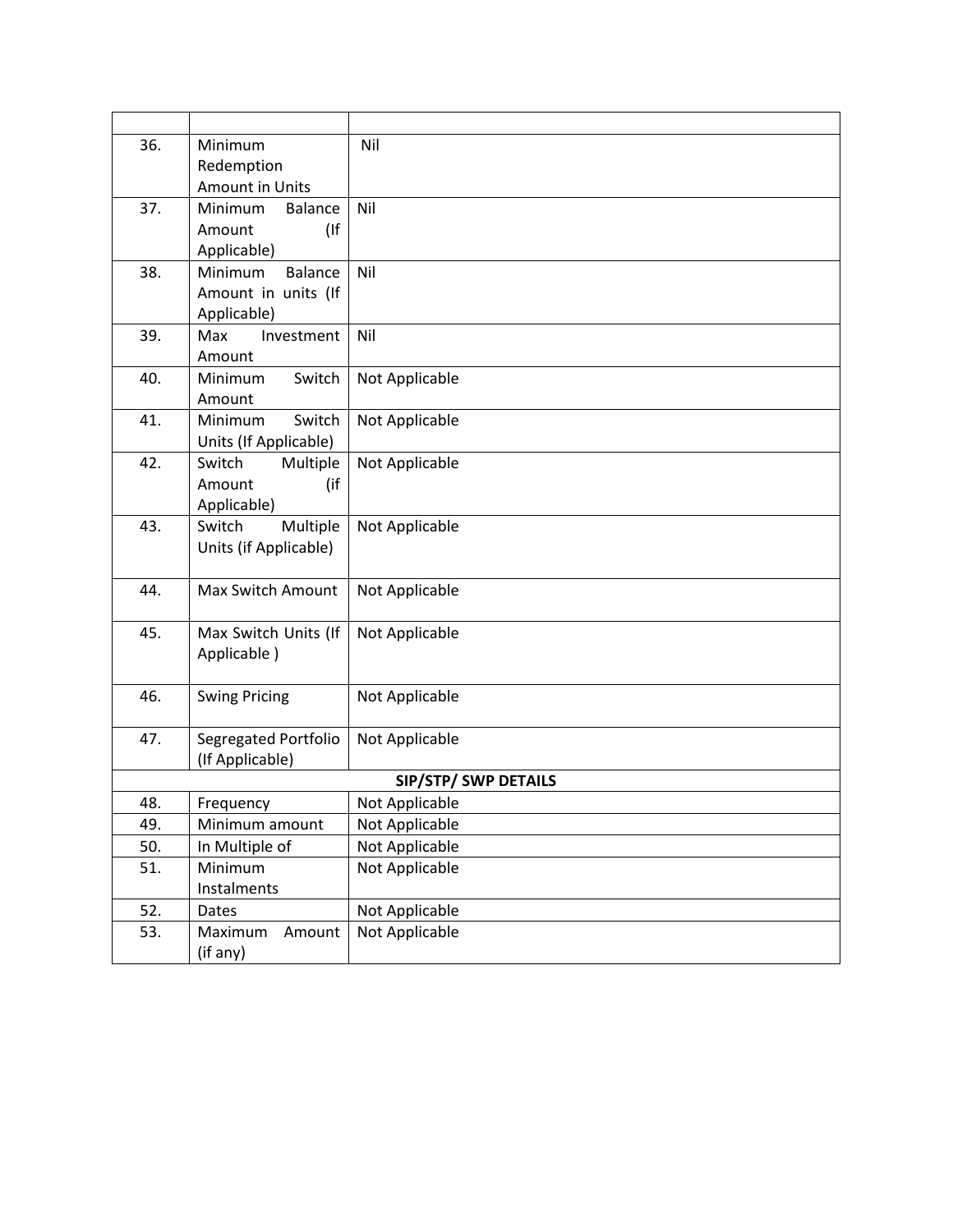| | | |
|---|---|---|
| 36. | Minimum Redemption Amount in Units | Nil |
| 37. | Minimum Balance Amount (If Applicable) | Nil |
| 38. | Minimum Balance Amount in units (If Applicable) | Nil |
| 39. | Max Investment Amount | Nil |
| 40. | Minimum Switch Amount | Not Applicable |
| 41. | Minimum Switch Units (If Applicable) | Not Applicable |
| 42. | Switch Multiple Amount (if Applicable) | Not Applicable |
| 43. | Switch Multiple Units (if Applicable) | Not Applicable |
| 44. | Max Switch Amount | Not Applicable |
| 45. | Max Switch Units (If Applicable ) | Not Applicable |
| 46. | Swing Pricing | Not Applicable |
| 47. | Segregated Portfolio (If Applicable) | Not Applicable |
| **SIP/STP/ SWP DETAILS** | | |
| 48. | Frequency | Not Applicable |
| 49. | Minimum amount | Not Applicable |
| 50. | In Multiple of | Not Applicable |
| 51. | Minimum Instalments | Not Applicable |
| 52. | Dates | Not Applicable |
| 53. | Maximum Amount (if any) | Not Applicable |